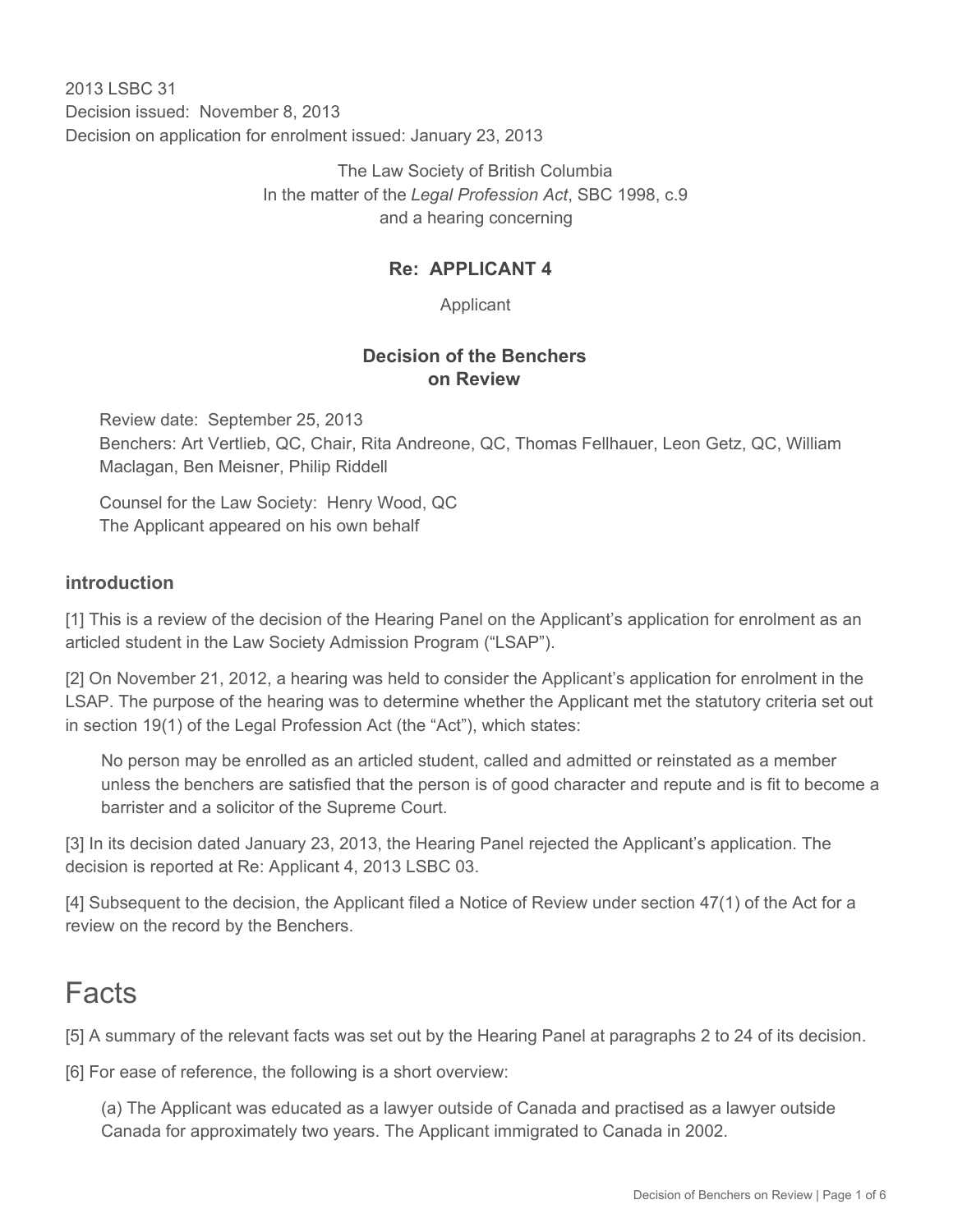2013 LSBC 31
Decision issued: November 8, 2013
Decision on application for enrolment issued: January 23, 2013

The Law Society of British Columbia
In the matter of the *Legal Profession Act*, SBC 1998, c.9
and a hearing concerning

**Re: APPLICANT 4**

Applicant

**Decision of the Benchers on Review**

Review date: September 25, 2013
Benchers: Art Vertlieb, QC, Chair, Rita Andreone, QC, Thomas Fellhauer, Leon Getz, QC, William Maclagan, Ben Meisner, Philip Riddell

Counsel for the Law Society: Henry Wood, QC
The Applicant appeared on his own behalf

## introduction

[1] This is a review of the decision of the Hearing Panel on the Applicant's application for enrolment as an articled student in the Law Society Admission Program ("LSAP").

[2] On November 21, 2012, a hearing was held to consider the Applicant's application for enrolment in the LSAP. The purpose of the hearing was to determine whether the Applicant met the statutory criteria set out in section 19(1) of the Legal Profession Act (the "Act"), which states:

> No person may be enrolled as an articled student, called and admitted or reinstated as a member unless the benchers are satisfied that the person is of good character and repute and is fit to become a barrister and a solicitor of the Supreme Court.

[3] In its decision dated January 23, 2013, the Hearing Panel rejected the Applicant's application. The decision is reported at Re: Applicant 4, 2013 LSBC 03.

[4] Subsequent to the decision, the Applicant filed a Notice of Review under section 47(1) of the Act for a review on the record by the Benchers.

# Facts

[5] A summary of the relevant facts was set out by the Hearing Panel at paragraphs 2 to 24 of its decision.

[6] For ease of reference, the following is a short overview:

> (a) The Applicant was educated as a lawyer outside of Canada and practised as a lawyer outside Canada for approximately two years. The Applicant immigrated to Canada in 2002.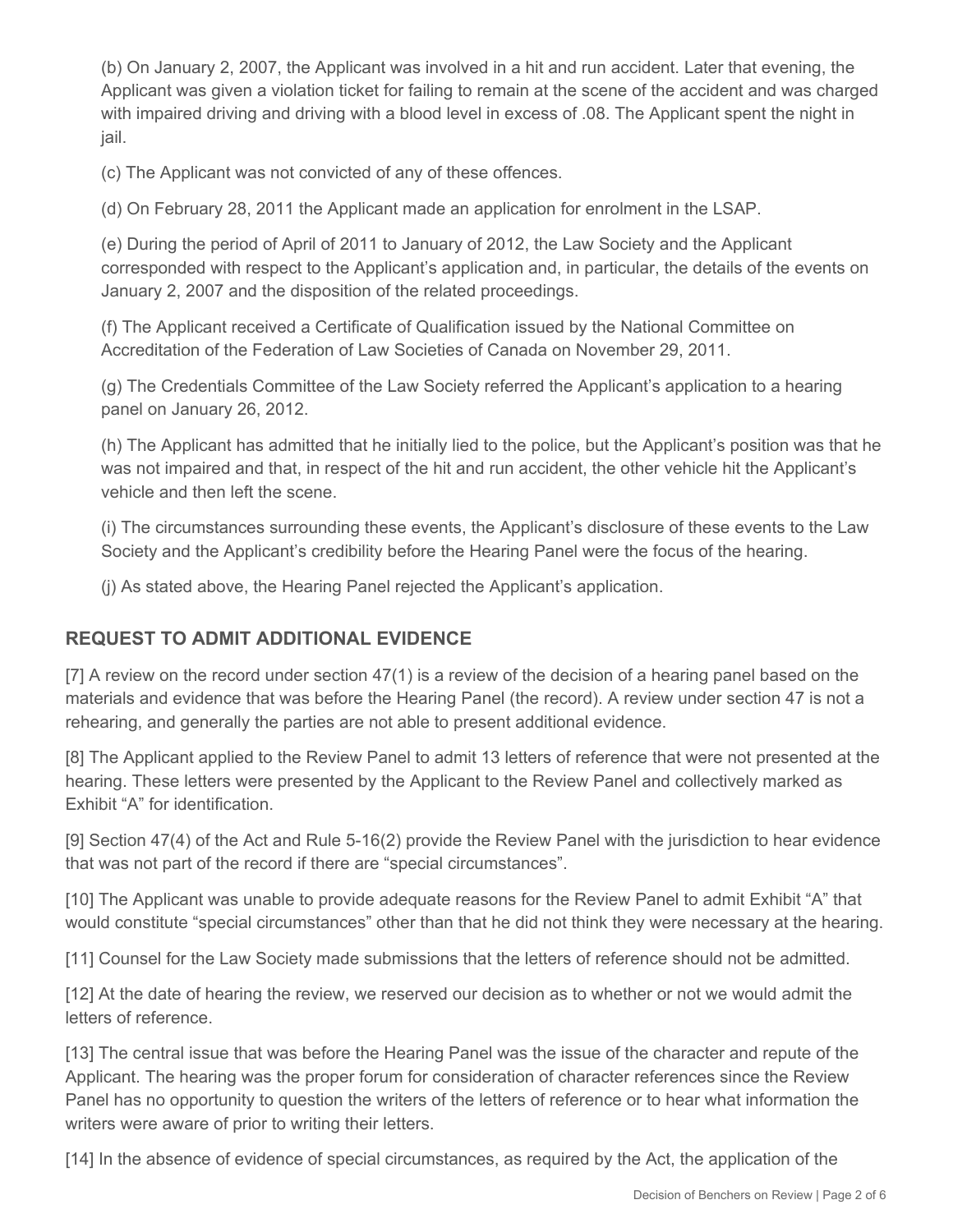(b) On January 2, 2007, the Applicant was involved in a hit and run accident. Later that evening, the Applicant was given a violation ticket for failing to remain at the scene of the accident and was charged with impaired driving and driving with a blood level in excess of .08. The Applicant spent the night in jail.

(c) The Applicant was not convicted of any of these offences.

(d) On February 28, 2011 the Applicant made an application for enrolment in the LSAP.

(e) During the period of April of 2011 to January of 2012, the Law Society and the Applicant corresponded with respect to the Applicant's application and, in particular, the details of the events on January 2, 2007 and the disposition of the related proceedings.

(f) The Applicant received a Certificate of Qualification issued by the National Committee on Accreditation of the Federation of Law Societies of Canada on November 29, 2011.

(g) The Credentials Committee of the Law Society referred the Applicant's application to a hearing panel on January 26, 2012.

(h) The Applicant has admitted that he initially lied to the police, but the Applicant's position was that he was not impaired and that, in respect of the hit and run accident, the other vehicle hit the Applicant's vehicle and then left the scene.

(i) The circumstances surrounding these events, the Applicant's disclosure of these events to the Law Society and the Applicant's credibility before the Hearing Panel were the focus of the hearing.

(j) As stated above, the Hearing Panel rejected the Applicant's application.

## REQUEST TO ADMIT ADDITIONAL EVIDENCE

[7] A review on the record under section 47(1) is a review of the decision of a hearing panel based on the materials and evidence that was before the Hearing Panel (the record). A review under section 47 is not a rehearing, and generally the parties are not able to present additional evidence.

[8] The Applicant applied to the Review Panel to admit 13 letters of reference that were not presented at the hearing. These letters were presented by the Applicant to the Review Panel and collectively marked as Exhibit "A" for identification.

[9] Section 47(4) of the Act and Rule 5-16(2) provide the Review Panel with the jurisdiction to hear evidence that was not part of the record if there are "special circumstances".

[10] The Applicant was unable to provide adequate reasons for the Review Panel to admit Exhibit "A" that would constitute "special circumstances" other than that he did not think they were necessary at the hearing.

[11] Counsel for the Law Society made submissions that the letters of reference should not be admitted.

[12] At the date of hearing the review, we reserved our decision as to whether or not we would admit the letters of reference.

[13] The central issue that was before the Hearing Panel was the issue of the character and repute of the Applicant. The hearing was the proper forum for consideration of character references since the Review Panel has no opportunity to question the writers of the letters of reference or to hear what information the writers were aware of prior to writing their letters.

[14] In the absence of evidence of special circumstances, as required by the Act, the application of the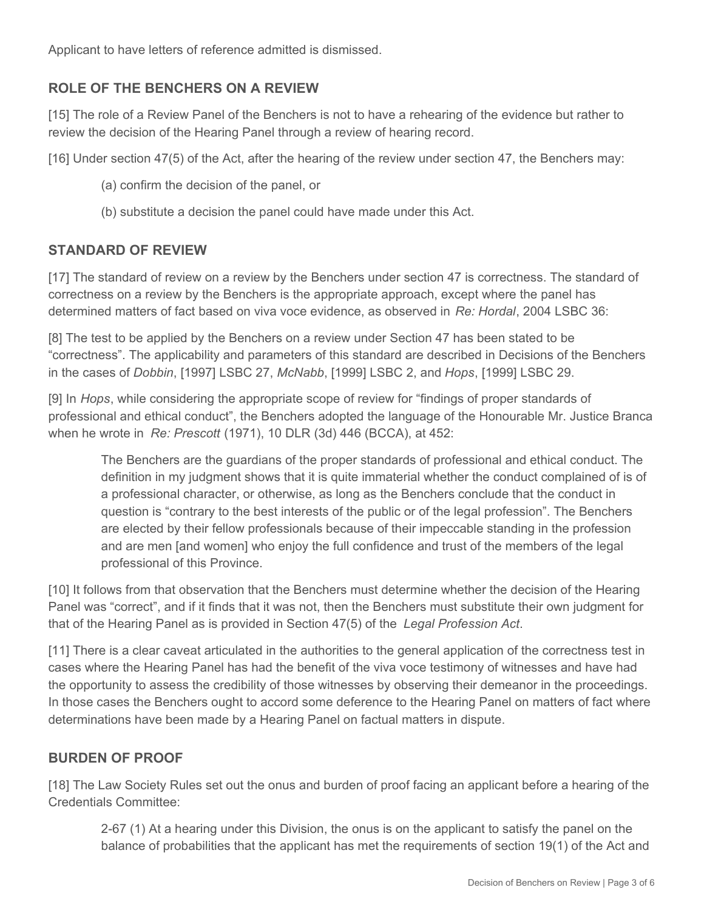Applicant to have letters of reference admitted is dismissed.

## ROLE OF THE BENCHERS ON A REVIEW

[15] The role of a Review Panel of the Benchers is not to have a rehearing of the evidence but rather to review the decision of the Hearing Panel through a review of hearing record.

[16] Under section 47(5) of the Act, after the hearing of the review under section 47, the Benchers may:

> (a) confirm the decision of the panel, or
>
> (b) substitute a decision the panel could have made under this Act.

## STANDARD OF REVIEW

[17] The standard of review on a review by the Benchers under section 47 is correctness. The standard of correctness on a review by the Benchers is the appropriate approach, except where the panel has determined matters of fact based on viva voce evidence, as observed in *Re: Hordal*, 2004 LSBC 36:

[8] The test to be applied by the Benchers on a review under Section 47 has been stated to be "correctness". The applicability and parameters of this standard are described in Decisions of the Benchers in the cases of *Dobbin*, [1997] LSBC 27, *McNabb*, [1999] LSBC 2, and *Hops*, [1999] LSBC 29.

[9] In *Hops*, while considering the appropriate scope of review for "findings of proper standards of professional and ethical conduct", the Benchers adopted the language of the Honourable Mr. Justice Branca when he wrote in *Re: Prescott* (1971), 10 DLR (3d) 446 (BCCA), at 452:

> The Benchers are the guardians of the proper standards of professional and ethical conduct. The definition in my judgment shows that it is quite immaterial whether the conduct complained of is of a professional character, or otherwise, as long as the Benchers conclude that the conduct in question is "contrary to the best interests of the public or of the legal profession". The Benchers are elected by their fellow professionals because of their impeccable standing in the profession and are men [and women] who enjoy the full confidence and trust of the members of the legal professional of this Province.

[10] It follows from that observation that the Benchers must determine whether the decision of the Hearing Panel was "correct", and if it finds that it was not, then the Benchers must substitute their own judgment for that of the Hearing Panel as is provided in Section 47(5) of the *Legal Profession Act*.

[11] There is a clear caveat articulated in the authorities to the general application of the correctness test in cases where the Hearing Panel has had the benefit of the viva voce testimony of witnesses and have had the opportunity to assess the credibility of those witnesses by observing their demeanor in the proceedings. In those cases the Benchers ought to accord some deference to the Hearing Panel on matters of fact where determinations have been made by a Hearing Panel on factual matters in dispute.

## BURDEN OF PROOF

[18] The Law Society Rules set out the onus and burden of proof facing an applicant before a hearing of the Credentials Committee:

> 2-67 (1) At a hearing under this Division, the onus is on the applicant to satisfy the panel on the balance of probabilities that the applicant has met the requirements of section 19(1) of the Act and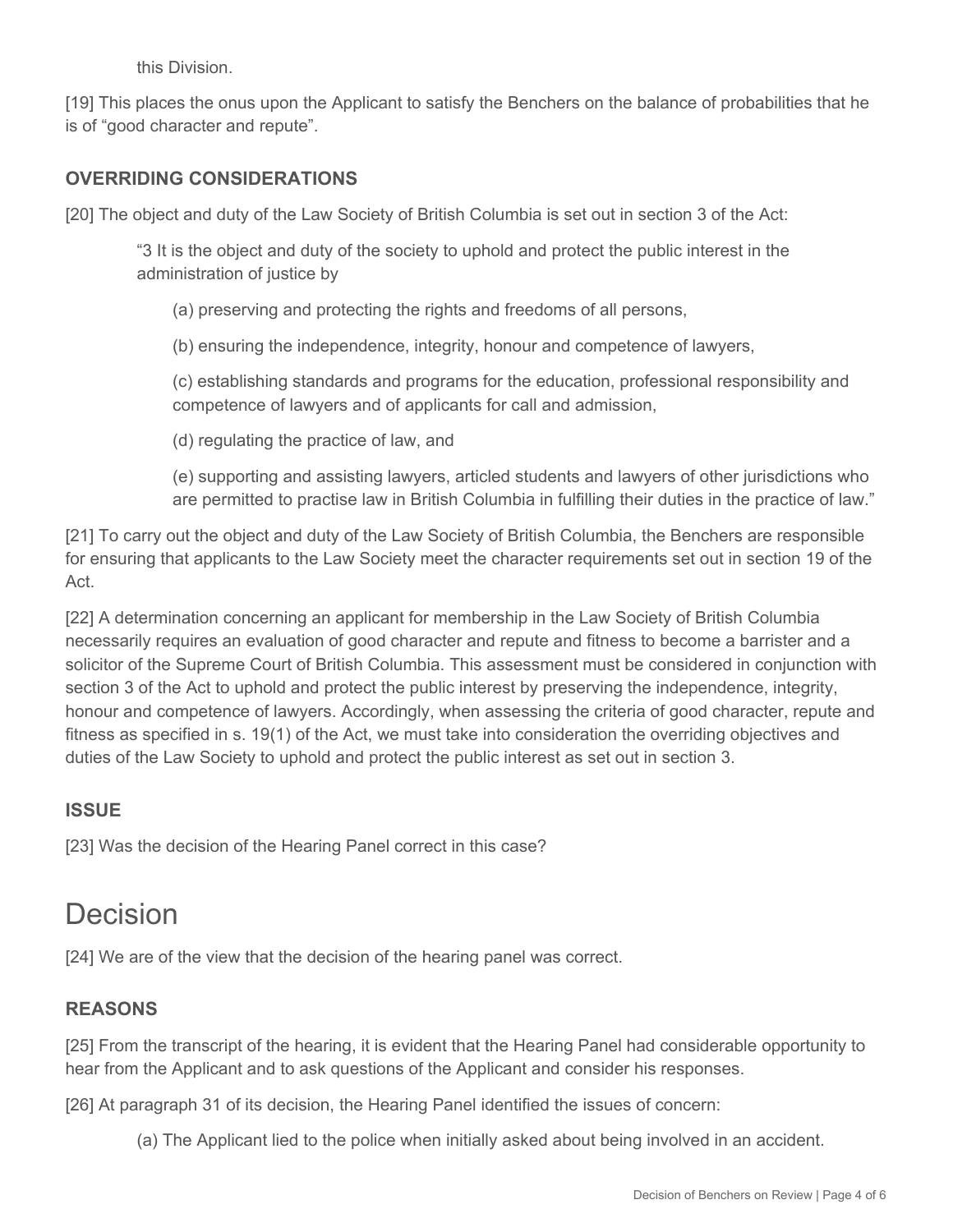this Division.

[19] This places the onus upon the Applicant to satisfy the Benchers on the balance of probabilities that he is of "good character and repute".

### OVERRIDING CONSIDERATIONS

[20] The object and duty of the Law Society of British Columbia is set out in section 3 of the Act:

> "3 It is the object and duty of the society to uphold and protect the public interest in the administration of justice by
>
> > (a) preserving and protecting the rights and freedoms of all persons,
> >
> > (b) ensuring the independence, integrity, honour and competence of lawyers,
> >
> > (c) establishing standards and programs for the education, professional responsibility and competence of lawyers and of applicants for call and admission,
> >
> > (d) regulating the practice of law, and
> >
> > (e) supporting and assisting lawyers, articled students and lawyers of other jurisdictions who are permitted to practise law in British Columbia in fulfilling their duties in the practice of law."

[21] To carry out the object and duty of the Law Society of British Columbia, the Benchers are responsible for ensuring that applicants to the Law Society meet the character requirements set out in section 19 of the Act.

[22] A determination concerning an applicant for membership in the Law Society of British Columbia necessarily requires an evaluation of good character and repute and fitness to become a barrister and a solicitor of the Supreme Court of British Columbia. This assessment must be considered in conjunction with section 3 of the Act to uphold and protect the public interest by preserving the independence, integrity, honour and competence of lawyers. Accordingly, when assessing the criteria of good character, repute and fitness as specified in s. 19(1) of the Act, we must take into consideration the overriding objectives and duties of the Law Society to uphold and protect the public interest as set out in section 3.

### ISSUE

[23] Was the decision of the Hearing Panel correct in this case?

# Decision

[24] We are of the view that the decision of the hearing panel was correct.

### REASONS

[25] From the transcript of the hearing, it is evident that the Hearing Panel had considerable opportunity to hear from the Applicant and to ask questions of the Applicant and consider his responses.

[26] At paragraph 31 of its decision, the Hearing Panel identified the issues of concern:

> (a) The Applicant lied to the police when initially asked about being involved in an accident.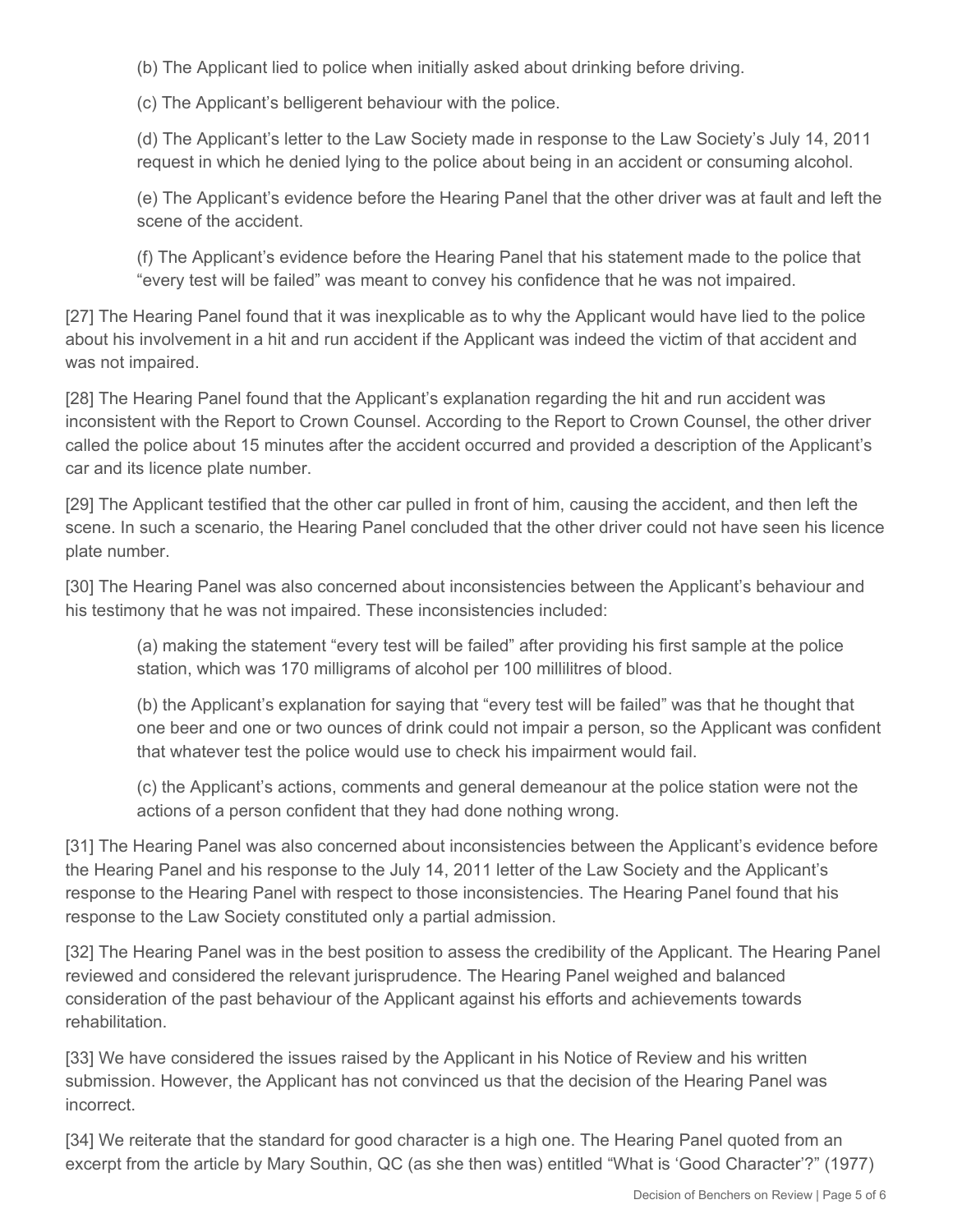(b) The Applicant lied to police when initially asked about drinking before driving.

(c) The Applicant's belligerent behaviour with the police.

(d) The Applicant's letter to the Law Society made in response to the Law Society's July 14, 2011 request in which he denied lying to the police about being in an accident or consuming alcohol.

(e) The Applicant's evidence before the Hearing Panel that the other driver was at fault and left the scene of the accident.

(f) The Applicant's evidence before the Hearing Panel that his statement made to the police that "every test will be failed" was meant to convey his confidence that he was not impaired.

[27] The Hearing Panel found that it was inexplicable as to why the Applicant would have lied to the police about his involvement in a hit and run accident if the Applicant was indeed the victim of that accident and was not impaired.

[28] The Hearing Panel found that the Applicant's explanation regarding the hit and run accident was inconsistent with the Report to Crown Counsel. According to the Report to Crown Counsel, the other driver called the police about 15 minutes after the accident occurred and provided a description of the Applicant's car and its licence plate number.

[29] The Applicant testified that the other car pulled in front of him, causing the accident, and then left the scene. In such a scenario, the Hearing Panel concluded that the other driver could not have seen his licence plate number.

[30] The Hearing Panel was also concerned about inconsistencies between the Applicant's behaviour and his testimony that he was not impaired. These inconsistencies included:

(a) making the statement "every test will be failed" after providing his first sample at the police station, which was 170 milligrams of alcohol per 100 millilitres of blood.

(b) the Applicant's explanation for saying that "every test will be failed" was that he thought that one beer and one or two ounces of drink could not impair a person, so the Applicant was confident that whatever test the police would use to check his impairment would fail.

(c) the Applicant's actions, comments and general demeanour at the police station were not the actions of a person confident that they had done nothing wrong.

[31] The Hearing Panel was also concerned about inconsistencies between the Applicant's evidence before the Hearing Panel and his response to the July 14, 2011 letter of the Law Society and the Applicant's response to the Hearing Panel with respect to those inconsistencies. The Hearing Panel found that his response to the Law Society constituted only a partial admission.

[32] The Hearing Panel was in the best position to assess the credibility of the Applicant. The Hearing Panel reviewed and considered the relevant jurisprudence. The Hearing Panel weighed and balanced consideration of the past behaviour of the Applicant against his efforts and achievements towards rehabilitation.

[33] We have considered the issues raised by the Applicant in his Notice of Review and his written submission. However, the Applicant has not convinced us that the decision of the Hearing Panel was incorrect.

[34] We reiterate that the standard for good character is a high one. The Hearing Panel quoted from an excerpt from the article by Mary Southin, QC (as she then was) entitled "What is 'Good Character'?" (1977)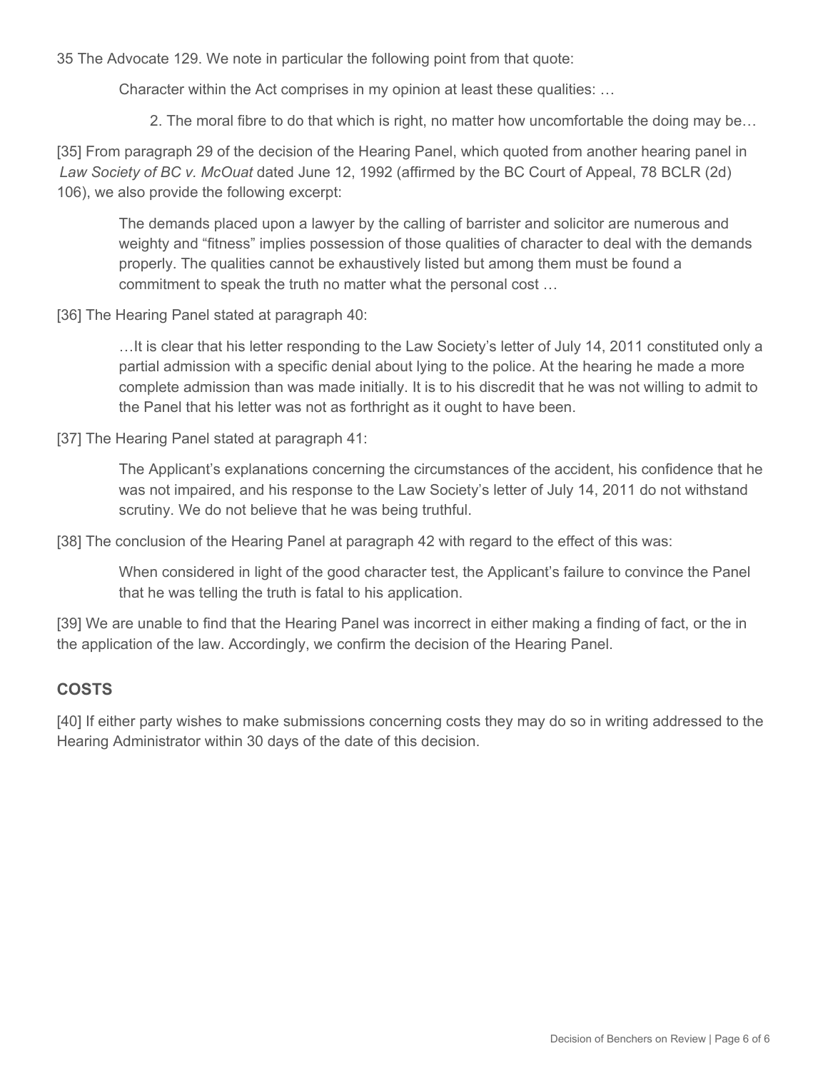35 The Advocate 129. We note in particular the following point from that quote:

> Character within the Act comprises in my opinion at least these qualities: …
>
> > 2. The moral fibre to do that which is right, no matter how uncomfortable the doing may be…

[35] From paragraph 29 of the decision of the Hearing Panel, which quoted from another hearing panel in *Law Society of BC v. McOuat* dated June 12, 1992 (affirmed by the BC Court of Appeal, 78 BCLR (2d) 106), we also provide the following excerpt:

> The demands placed upon a lawyer by the calling of barrister and solicitor are numerous and weighty and "fitness" implies possession of those qualities of character to deal with the demands properly. The qualities cannot be exhaustively listed but among them must be found a commitment to speak the truth no matter what the personal cost …

[36] The Hearing Panel stated at paragraph 40:

> …It is clear that his letter responding to the Law Society's letter of July 14, 2011 constituted only a partial admission with a specific denial about lying to the police. At the hearing he made a more complete admission than was made initially. It is to his discredit that he was not willing to admit to the Panel that his letter was not as forthright as it ought to have been.

[37] The Hearing Panel stated at paragraph 41:

> The Applicant's explanations concerning the circumstances of the accident, his confidence that he was not impaired, and his response to the Law Society's letter of July 14, 2011 do not withstand scrutiny. We do not believe that he was being truthful.

[38] The conclusion of the Hearing Panel at paragraph 42 with regard to the effect of this was:

> When considered in light of the good character test, the Applicant's failure to convince the Panel that he was telling the truth is fatal to his application.

[39] We are unable to find that the Hearing Panel was incorrect in either making a finding of fact, or the in the application of the law. Accordingly, we confirm the decision of the Hearing Panel.

## COSTS

[40] If either party wishes to make submissions concerning costs they may do so in writing addressed to the Hearing Administrator within 30 days of the date of this decision.